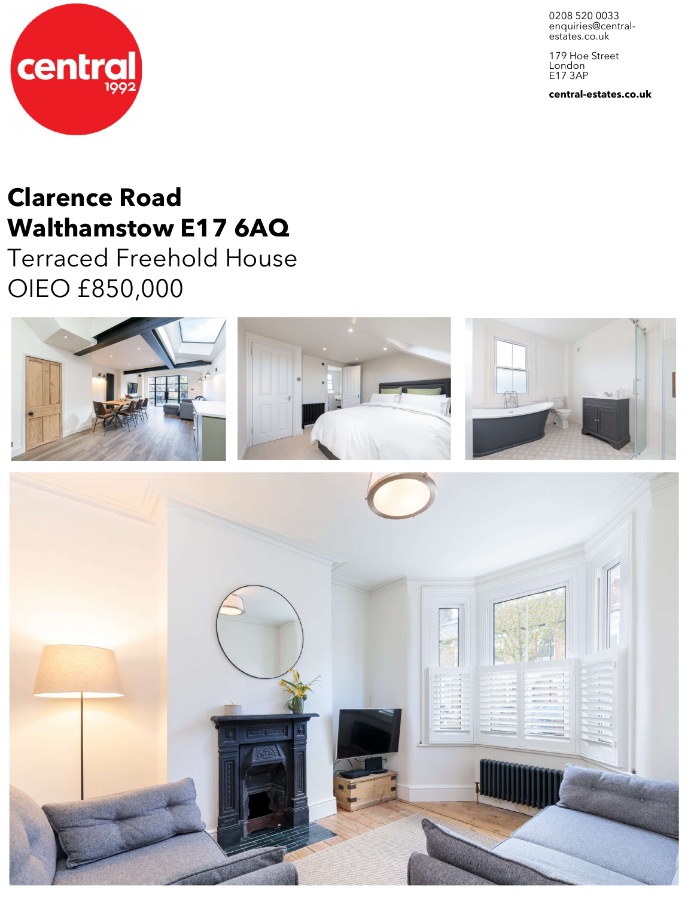central
1992

0208 520 0033
enquiries@central-estates.co.uk

179 Hoe Street
London
E17 3AP

**central-estates.co.uk**

# Clarence Road
# Walthamstow E17 6AQ

Terraced Freehold House

OIEO £850,000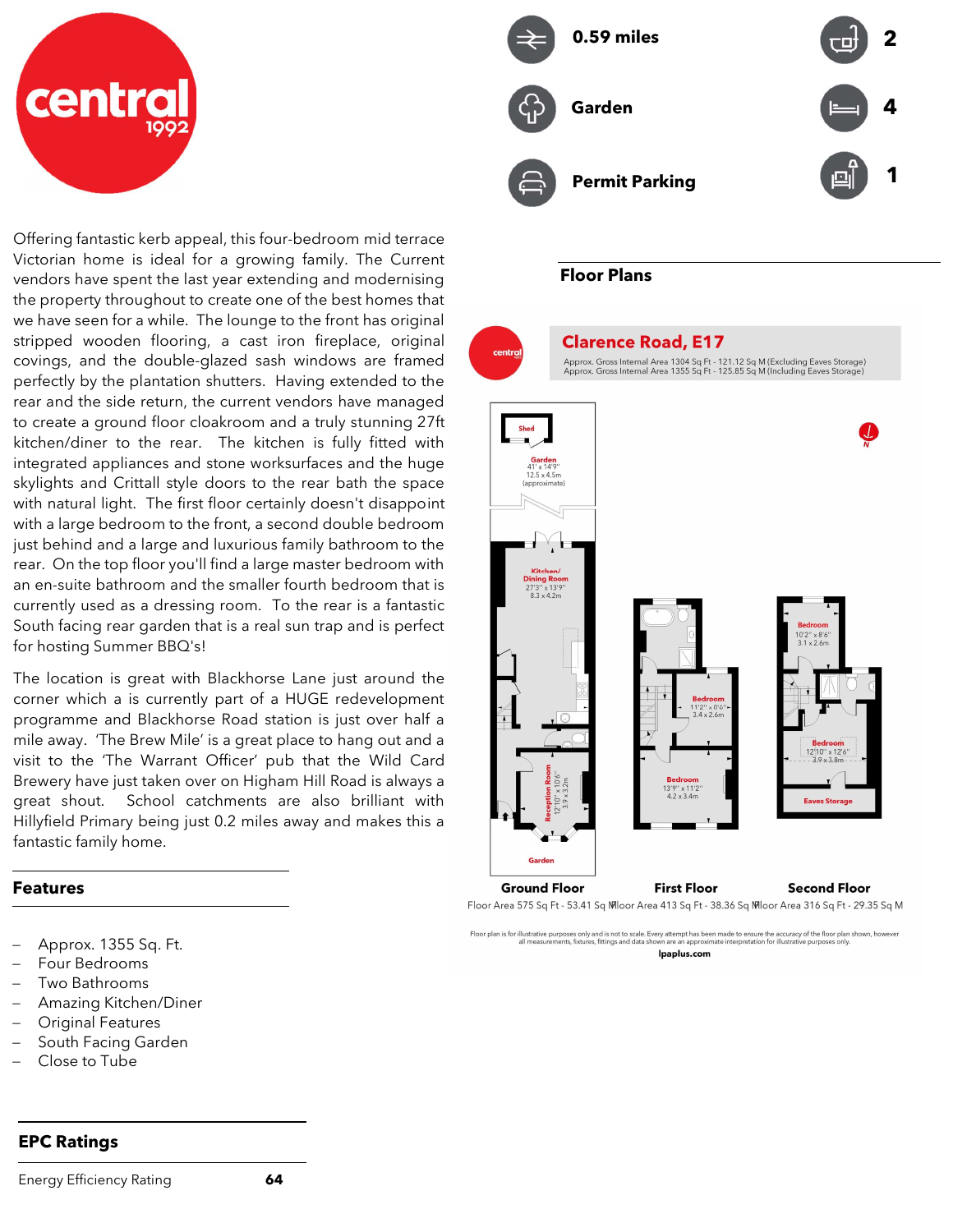0.59 miles

Garden

Permit Parking

2

4

1

Offering fantastic kerb appeal, this four-bedroom mid terrace Victorian home is ideal for a growing family. The Current vendors have spent the last year extending and modernising the property throughout to create one of the best homes that we have seen for a while. The lounge to the front has original stripped wooden flooring, a cast iron fireplace, original covings, and the double-glazed sash windows are framed perfectly by the plantation shutters. Having extended to the rear and the side return, the current vendors have managed to create a ground floor cloakroom and a truly stunning 27ft kitchen/diner to the rear. The kitchen is fully fitted with integrated appliances and stone worksurfaces and the huge skylights and Crittall style doors to the rear bath the space with natural light. The first floor certainly doesn't disappoint with a large bedroom to the front, a second double bedroom just behind and a large and luxurious family bathroom to the rear. On the top floor you'll find a large master bedroom with an en-suite bathroom and the smaller fourth bedroom that is currently used as a dressing room. To the rear is a fantastic South facing rear garden that is a real sun trap and is perfect for hosting Summer BBQ's!

The location is great with Blackhorse Lane just around the corner which a is currently part of a HUGE redevelopment programme and Blackhorse Road station is just over half a mile away. 'The Brew Mile' is a great place to hang out and a visit to the 'The Warrant Officer' pub that the Wild Card Brewery have just taken over on Higham Hill Road is always a great shout. School catchments are also brilliant with Hillyfield Primary being just 0.2 miles away and makes this a fantastic family home.

## Features

- Approx. 1355 Sq. Ft.
- Four Bedrooms
- Two Bathrooms
- Amazing Kitchen/Diner
- Original Features
- South Facing Garden
- Close to Tube

## EPC Ratings

Energy Efficiency Rating 64

## Floor Plans

**Clarence Road, E17**

Approx. Gross Internal Area 1304 Sq Ft - 121.12 Sq M (Excluding Eaves Storage)
Approx. Gross Internal Area 1355 Sq Ft - 125.85 Sq M (Including Eaves Storage)

Shed

Garden
41' x 14'9"
12.5 x 4.5m
(approximate)

Kitchen/
Dining Room
27'3" x 13'9"
8.3 x 4.2m

Reception Room
12'10" x 10'6"
3.9 x 3.2m

Garden

Bedroom
11'2" x 8'6"
3.4 x 2.6m

Bedroom
13'9" x 11'2"
4.2 x 3.4m

Bedroom
10'2" x 8'6"
3.1 x 2.6m

Bedroom
12'10" x 12'6"
3.9 x 3.8m

Eaves Storage

N

Ground Floor
Floor Area 575 Sq Ft - 53.41 Sq M

First Floor
Floor Area 413 Sq Ft - 38.36 Sq M

Second Floor
Floor Area 316 Sq Ft - 29.35 Sq M

Floor plan is for illustrative purposes only and is not to scale. Every attempt has been made to ensure the accuracy of the floor plan shown, however all measurements, fixtures, fittings and data shown are an approximate interpretation for illustrative purposes only.

lpaplus.com